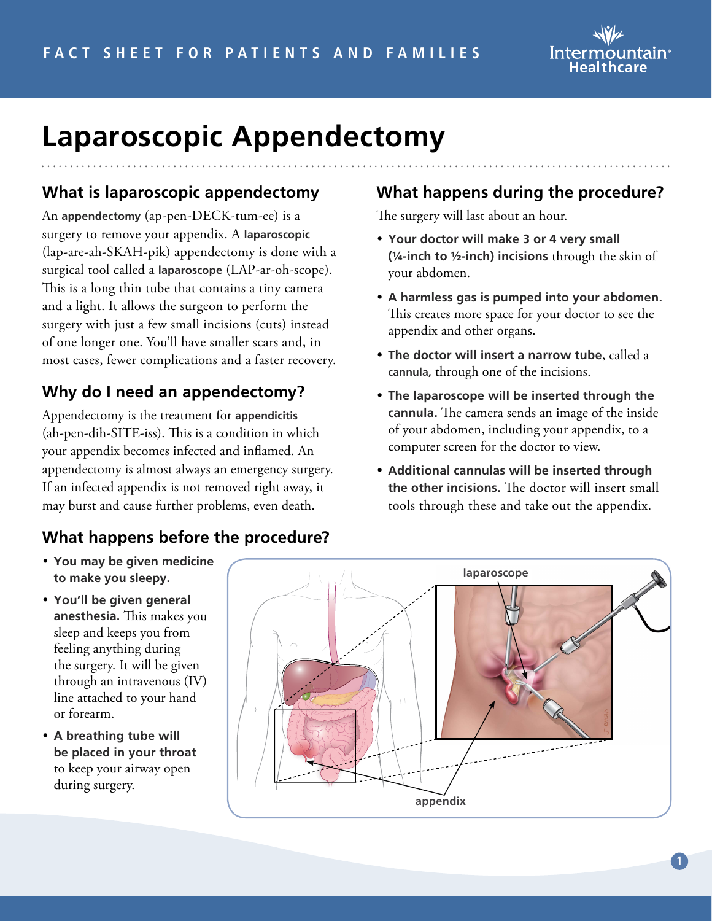FACT SHEET FOR PATIENTS AND FAMILIES

# Laparoscopic Appendectomy

## What is laparoscopic appendectomy

An **appendectomy** (ap-pen-DECK-tum-ee) is a surgery to remove your appendix. A **laparoscopic** (lap-are-ah-SKAH-pik) appendectomy is done with a surgical tool called a **laparoscope** (LAP-ar-oh-scope). This is a long thin tube that contains a tiny camera and a light. It allows the surgeon to perform the surgery with just a few small incisions (cuts) instead of one longer one. You'll have smaller scars and, in most cases, fewer complications and a faster recovery.

## Why do I need an appendectomy?

Appendectomy is the treatment for **appendicitis** (ah-pen-dih-SITE-iss). This is a condition in which your appendix becomes infected and inflamed. An appendectomy is almost always an emergency surgery. If an infected appendix is not removed right away, it may burst and cause further problems, even death.

## What happens before the procedure?

- **You may be given medicine to make you sleepy.**
- **You'll be given general anesthesia.** This makes you sleep and keeps you from feeling anything during the surgery. It will be given through an intravenous (IV) line attached to your hand or forearm.
- **A breathing tube will be placed in your throat** to keep your airway open during surgery.

## What happens during the procedure?

The surgery will last about an hour.

- **Your doctor will make 3 or 4 very small (¼-inch to ½-inch) incisions** through the skin of your abdomen.
- **A harmless gas is pumped into your abdomen.** This creates more space for your doctor to see the appendix and other organs.
- **The doctor will insert a narrow tube**, called a **cannula,** through one of the incisions.
- **The laparoscope will be inserted through the cannula.** The camera sends an image of the inside of your abdomen, including your appendix, to a computer screen for the doctor to view.
- **Additional cannulas will be inserted through the other incisions.** The doctor will insert small tools through these and take out the appendix.

laparoscope

appendix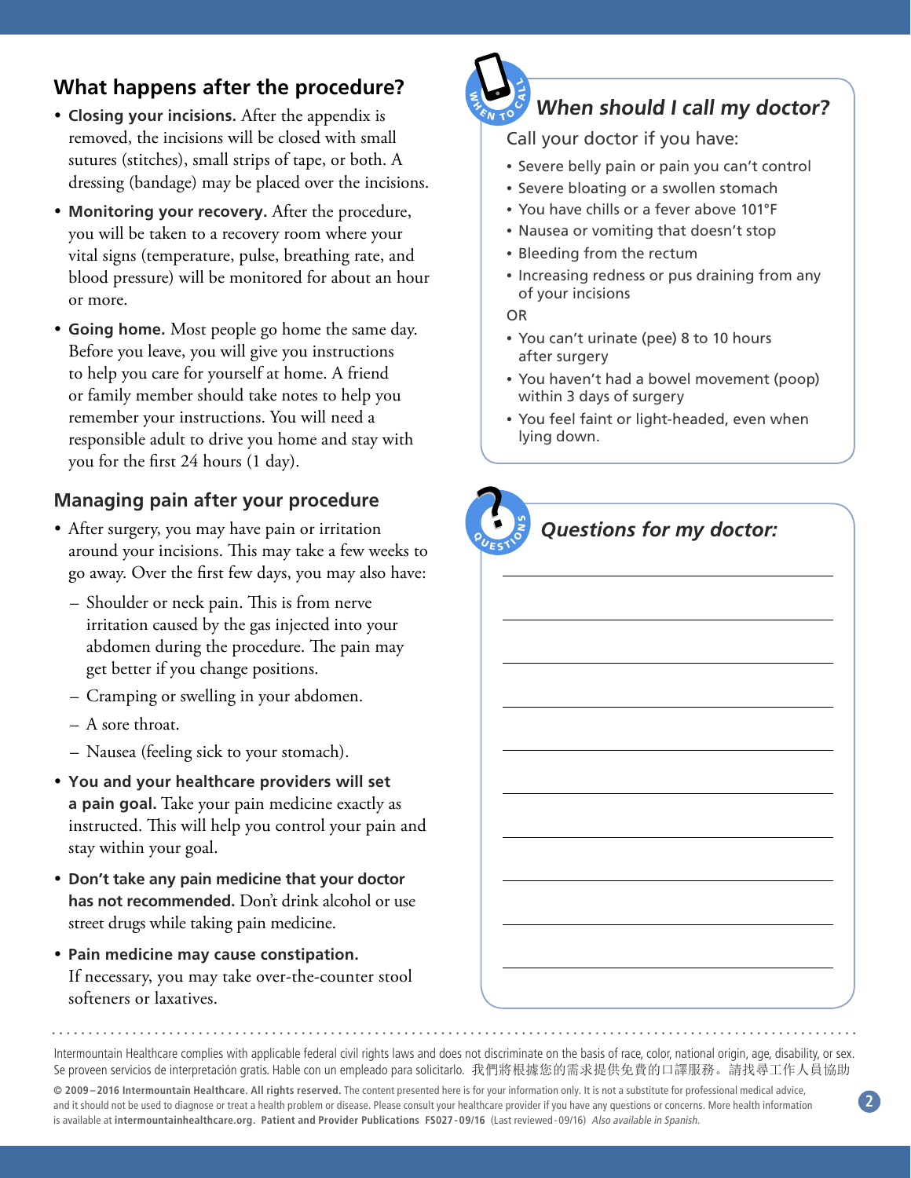## What happens after the procedure?

- **Closing your incisions.** After the appendix is removed, the incisions will be closed with small sutures (stitches), small strips of tape, or both. A dressing (bandage) may be placed over the incisions.
- **Monitoring your recovery.** After the procedure, you will be taken to a recovery room where your vital signs (temperature, pulse, breathing rate, and blood pressure) will be monitored for about an hour or more.
- **Going home.** Most people go home the same day. Before you leave, you will give you instructions to help you care for yourself at home. A friend or family member should take notes to help you remember your instructions. You will need a responsible adult to drive you home and stay with you for the first 24 hours (1 day).

## Managing pain after your procedure

- After surgery, you may have pain or irritation around your incisions. This may take a few weeks to go away. Over the first few days, you may also have:
  - Shoulder or neck pain. This is from nerve irritation caused by the gas injected into your abdomen during the procedure. The pain may get better if you change positions.
  - Cramping or swelling in your abdomen.
  - A sore throat.
  - Nausea (feeling sick to your stomach).
- **You and your healthcare providers will set a pain goal.** Take your pain medicine exactly as instructed. This will help you control your pain and stay within your goal.
- **Don't take any pain medicine that your doctor has not recommended.** Don't drink alcohol or use street drugs while taking pain medicine.
- **Pain medicine may cause constipation.** If necessary, you may take over-the-counter stool softeners or laxatives.

## *When should I call my doctor?*

Call your doctor if you have:

- Severe belly pain or pain you can't control
- Severe bloating or a swollen stomach
- You have chills or a fever above 101°F
- Nausea or vomiting that doesn't stop
- Bleeding from the rectum
- Increasing redness or pus draining from any of your incisions

OR

- You can't urinate (pee) 8 to 10 hours after surgery
- You haven't had a bowel movement (poop) within 3 days of surgery
- You feel faint or light-headed, even when lying down.

## *Questions for my doctor:*

\_\_\_\_\_\_\_\_\_\_\_\_\_\_\_\_\_\_\_\_\_\_\_\_\_\_\_\_\_\_\_\_\_\_\_\_\_\_\_\_

\_\_\_\_\_\_\_\_\_\_\_\_\_\_\_\_\_\_\_\_\_\_\_\_\_\_\_\_\_\_\_\_\_\_\_\_\_\_\_\_

\_\_\_\_\_\_\_\_\_\_\_\_\_\_\_\_\_\_\_\_\_\_\_\_\_\_\_\_\_\_\_\_\_\_\_\_\_\_\_\_

\_\_\_\_\_\_\_\_\_\_\_\_\_\_\_\_\_\_\_\_\_\_\_\_\_\_\_\_\_\_\_\_\_\_\_\_\_\_\_\_

\_\_\_\_\_\_\_\_\_\_\_\_\_\_\_\_\_\_\_\_\_\_\_\_\_\_\_\_\_\_\_\_\_\_\_\_\_\_\_\_

\_\_\_\_\_\_\_\_\_\_\_\_\_\_\_\_\_\_\_\_\_\_\_\_\_\_\_\_\_\_\_\_\_\_\_\_\_\_\_\_

\_\_\_\_\_\_\_\_\_\_\_\_\_\_\_\_\_\_\_\_\_\_\_\_\_\_\_\_\_\_\_\_\_\_\_\_\_\_\_\_

\_\_\_\_\_\_\_\_\_\_\_\_\_\_\_\_\_\_\_\_\_\_\_\_\_\_\_\_\_\_\_\_\_\_\_\_\_\_\_\_

\_\_\_\_\_\_\_\_\_\_\_\_\_\_\_\_\_\_\_\_\_\_\_\_\_\_\_\_\_\_\_\_\_\_\_\_\_\_\_\_

\_\_\_\_\_\_\_\_\_\_\_\_\_\_\_\_\_\_\_\_\_\_\_\_\_\_\_\_\_\_\_\_\_\_\_\_\_\_\_\_

---

Intermountain Healthcare complies with applicable federal civil rights laws and does not discriminate on the basis of race, color, national origin, age, disability, or sex. Se proveen servicios de interpretación gratis. Hable con un empleado para solicitarlo. 我們將根據您的需求提供免費的口譯服務。請找尋工作人員協助

**© 2009–2016 Intermountain Healthcare. All rights reserved.** The content presented here is for your information only. It is not a substitute for professional medical advice, and it should not be used to diagnose or treat a health problem or disease. Please consult your healthcare provider if you have any questions or concerns. More health information is available at **intermountainhealthcare.org. Patient and Provider Publications FS027-09/16** (Last reviewed-09/16) *Also available in Spanish.*